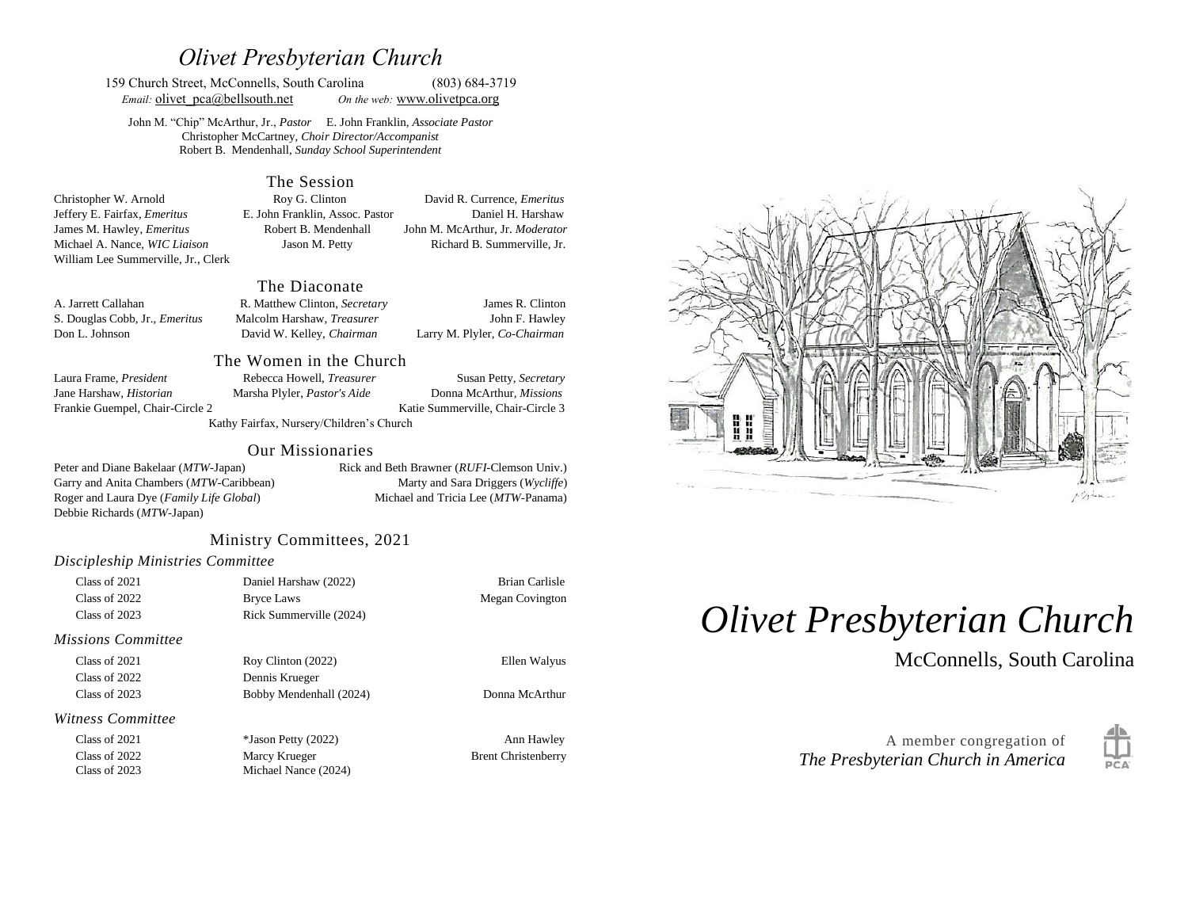# *Olivet Presbyterian Church*

159 Church Street, McConnells, South Carolina (803) 684-3719

*Email:* olivet_pca@bellsouth.net *On the web:* www.olivetpca.org

John M. "Chip" McArthur, Jr., *Pastor* E. John Franklin, *Associate Pastor*
Christopher McCartney, *Choir Director/Accompanist*
Robert B. Mendenhall, *Sunday School Superintendent*

## The Session

Christopher W. Arnold
Roy G. Clinton
David R. Currence, *Emeritus*
Jeffery E. Fairfax, *Emeritus*
E. John Franklin, Assoc. Pastor
Daniel H. Harshaw
James M. Hawley, *Emeritus*
Robert B. Mendenhall
John M. McArthur, Jr. *Moderator*
Michael A. Nance, *WIC Liaison*
Jason M. Petty
Richard B. Summerville, Jr.
William Lee Summerville, Jr., Clerk

## The Diaconate

A. Jarrett Callahan
R. Matthew Clinton, *Secretary*
James R. Clinton
S. Douglas Cobb, Jr., *Emeritus*
Malcolm Harshaw, *Treasurer*
John F. Hawley
Don L. Johnson
David W. Kelley, *Chairman*
Larry M. Plyler, *Co-Chairman*

## The Women in the Church

Laura Frame, *President*
Rebecca Howell, *Treasurer*
Susan Petty, *Secretary*
Jane Harshaw, *Historian*
Marsha Plyler, *Pastor's Aide*
Donna McArthur, *Missions*
Frankie Guempel, Chair-Circle 2
Katie Summerville, Chair-Circle 3
Kathy Fairfax, Nursery/Children's Church

## Our Missionaries

Peter and Diane Bakelaar (*MTW*-Japan)
Rick and Beth Brawner (*RUFI*-Clemson Univ.)
Garry and Anita Chambers (*MTW*-Caribbean)
Marty and Sara Driggers (*Wycliffe*)
Roger and Laura Dye (*Family Life Global*)
Michael and Tricia Lee (*MTW*-Panama)
Debbie Richards (*MTW*-Japan)

## Ministry Committees, 2021

### *Discipleship Ministries Committee*

| | | |
|---|---|---|
| Class of 2021 | Daniel Harshaw (2022) | Brian Carlisle |
| Class of 2022 | Bryce Laws | Megan Covington |
| Class of 2023 | Rick Summerville (2024) | |

### *Missions Committee*

| | | |
|---|---|---|
| Class of 2021 | Roy Clinton (2022) | Ellen Walyus |
| Class of 2022 | Dennis Krueger | |
| Class of 2023 | Bobby Mendenhall (2024) | Donna McArthur |

### *Witness Committee*

| | | |
|---|---|---|
| Class of 2021 | *Jason Petty (2022) | Ann Hawley |
| Class of 2022 | Marcy Krueger | Brent Christenberry |
| Class of 2023 | Michael Nance (2024) | |

# *Olivet Presbyterian Church*

McConnells, South Carolina

A member congregation of
*The Presbyterian Church in America*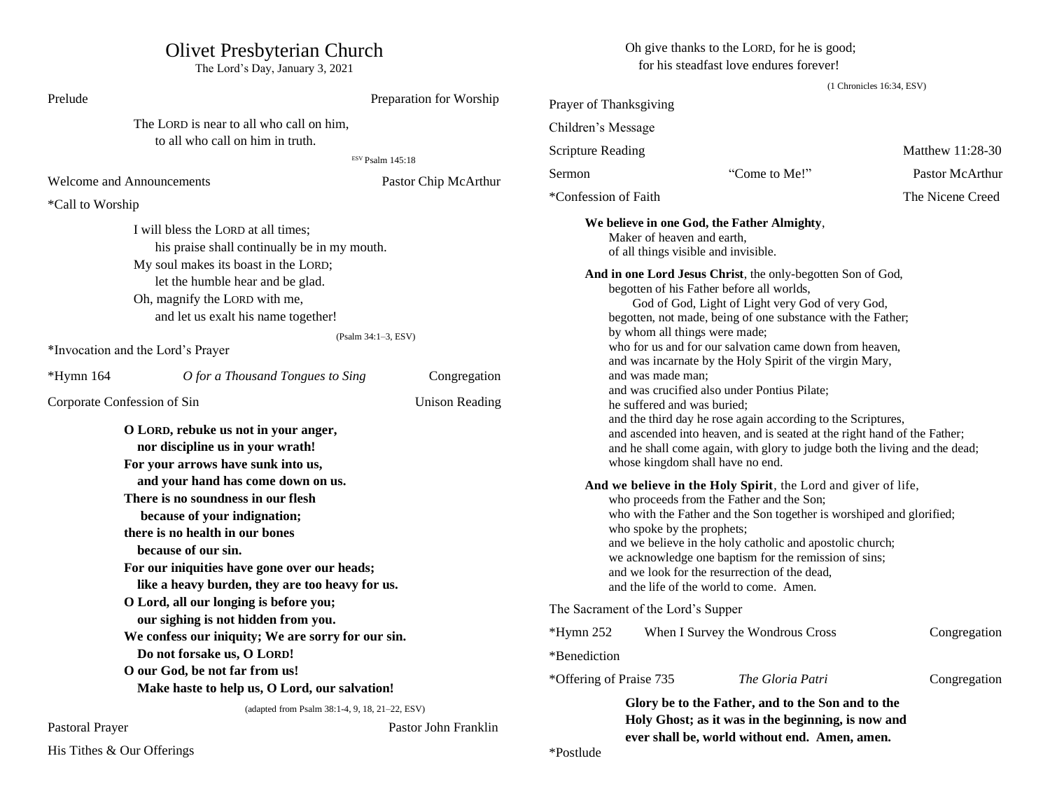# Olivet Presbyterian Church

The Lord's Day, January 3, 2021

Prelude — Preparation for Worship

> The LORD is near to all who call on him,
> to all who call on him in truth.
>
> ESV Psalm 145:18

Welcome and Announcements — Pastor Chip McArthur

*Call to Worship

> I will bless the LORD at all times;
> his praise shall continually be in my mouth.
> My soul makes its boast in the LORD;
> let the humble hear and be glad.
> Oh, magnify the LORD with me,
> and let us exalt his name together!
>
> (Psalm 34:1–3, ESV)

*Invocation and the Lord's Prayer

*Hymn 164 — *O for a Thousand Tongues to Sing* — Congregation

Corporate Confession of Sin — Unison Reading

> **O LORD, rebuke us not in your anger,**
> **nor discipline us in your wrath!**
> **For your arrows have sunk into us,**
> **and your hand has come down on us.**
> **There is no soundness in our flesh**
> **because of your indignation;**
> **there is no health in our bones**
> **because of our sin.**
> **For our iniquities have gone over our heads;**
> **like a heavy burden, they are too heavy for us.**
> **O Lord, all our longing is before you;**
> **our sighing is not hidden from you.**
> **We confess our iniquity; We are sorry for our sin.**
> **Do not forsake us, O LORD!**
> **O our God, be not far from us!**
> **Make haste to help us, O Lord, our salvation!**
>
> (adapted from Psalm 38:1-4, 9, 18, 21–22, ESV)

Pastoral Prayer — Pastor John Franklin

His Tithes & Our Offerings

> Oh give thanks to the LORD, for he is good;
> for his steadfast love endures forever!
>
> (1 Chronicles 16:34, ESV)

Prayer of Thanksgiving

Children's Message

Scripture Reading — Matthew 11:28-30

Sermon — "Come to Me!" — Pastor McArthur

*Confession of Faith — The Nicene Creed

> **We believe in one God, the Father Almighty**,
> Maker of heaven and earth,
> of all things visible and invisible.
>
> **And in one Lord Jesus Christ**, the only-begotten Son of God,
> begotten of his Father before all worlds,
> God of God, Light of Light very God of very God,
> begotten, not made, being of one substance with the Father;
> by whom all things were made;
> who for us and for our salvation came down from heaven,
> and was incarnate by the Holy Spirit of the virgin Mary,
> and was made man;
> and was crucified also under Pontius Pilate;
> he suffered and was buried;
> and the third day he rose again according to the Scriptures,
> and ascended into heaven, and is seated at the right hand of the Father;
> and he shall come again, with glory to judge both the living and the dead;
> whose kingdom shall have no end.
>
> **And we believe in the Holy Spirit**, the Lord and giver of life,
> who proceeds from the Father and the Son;
> who with the Father and the Son together is worshiped and glorified;
> who spoke by the prophets;
> and we believe in the holy catholic and apostolic church;
> we acknowledge one baptism for the remission of sins;
> and we look for the resurrection of the dead,
> and the life of the world to come. Amen.

The Sacrament of the Lord's Supper

*Hymn 252 — When I Survey the Wondrous Cross — Congregation

*Benediction

*Offering of Praise 735 — *The Gloria Patri* — Congregation

> **Glory be to the Father, and to the Son and to the Holy Ghost; as it was in the beginning, is now and ever shall be, world without end. Amen, amen.**

*Postlude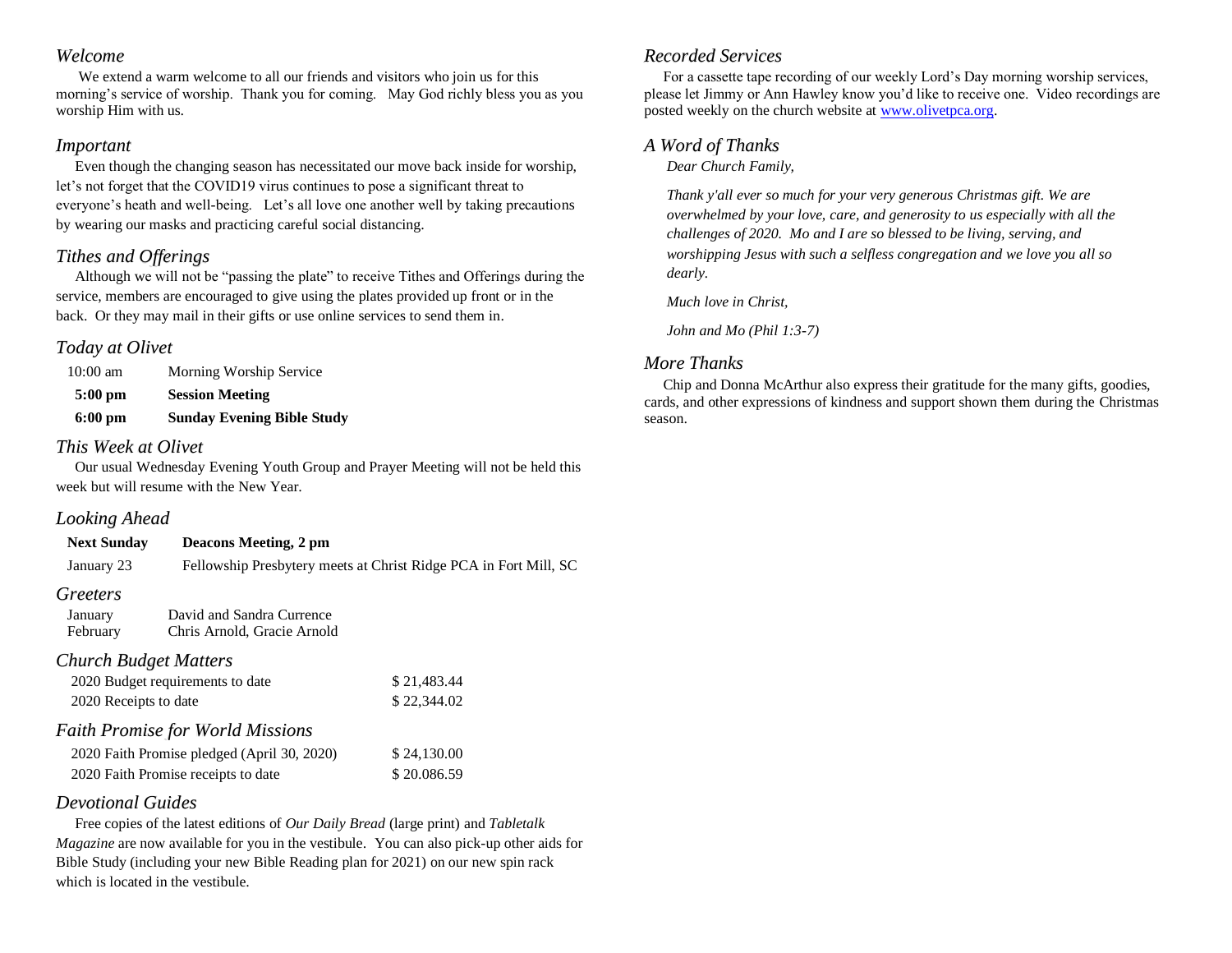## *Welcome*

We extend a warm welcome to all our friends and visitors who join us for this morning's service of worship. Thank you for coming. May God richly bless you as you worship Him with us.

## *Important*

Even though the changing season has necessitated our move back inside for worship, let's not forget that the COVID19 virus continues to pose a significant threat to everyone's heath and well-being. Let's all love one another well by taking precautions by wearing our masks and practicing careful social distancing.

## *Tithes and Offerings*

Although we will not be "passing the plate" to receive Tithes and Offerings during the service, members are encouraged to give using the plates provided up front or in the back. Or they may mail in their gifts or use online services to send them in.

## *Today at Olivet*

| | |
|---|---|
| 10:00 am | Morning Worship Service |
| **5:00 pm** | **Session Meeting** |
| **6:00 pm** | **Sunday Evening Bible Study** |

## *This Week at Olivet*

Our usual Wednesday Evening Youth Group and Prayer Meeting will not be held this week but will resume with the New Year.

## *Looking Ahead*

| | |
|---|---|
| **Next Sunday** | **Deacons Meeting, 2 pm** |
| January 23 | Fellowship Presbytery meets at Christ Ridge PCA in Fort Mill, SC |

## *Greeters*

| | |
|---|---|
| January | David and Sandra Currence |
| February | Chris Arnold, Gracie Arnold |

## *Church Budget Matters*

| | |
|---|---|
| 2020 Budget requirements to date | $ 21,483.44 |
| 2020 Receipts to date | $ 22,344.02 |

## *Faith Promise for World Missions*

| | |
|---|---|
| 2020 Faith Promise pledged (April 30, 2020) | $ 24,130.00 |
| 2020 Faith Promise receipts to date | $ 20.086.59 |

## *Devotional Guides*

Free copies of the latest editions of *Our Daily Bread* (large print) and *Tabletalk Magazine* are now available for you in the vestibule. You can also pick-up other aids for Bible Study (including your new Bible Reading plan for 2021) on our new spin rack which is located in the vestibule.

## *Recorded Services*

For a cassette tape recording of our weekly Lord's Day morning worship services, please let Jimmy or Ann Hawley know you'd like to receive one. Video recordings are posted weekly on the church website at www.olivetpca.org.

## *A Word of Thanks*

*Dear Church Family,*

*Thank y'all ever so much for your very generous Christmas gift. We are overwhelmed by your love, care, and generosity to us especially with all the challenges of 2020. Mo and I are so blessed to be living, serving, and worshipping Jesus with such a selfless congregation and we love you all so dearly.*

*Much love in Christ,*

*John and Mo (Phil 1:3-7)*

## *More Thanks*

Chip and Donna McArthur also express their gratitude for the many gifts, goodies, cards, and other expressions of kindness and support shown them during the Christmas season.